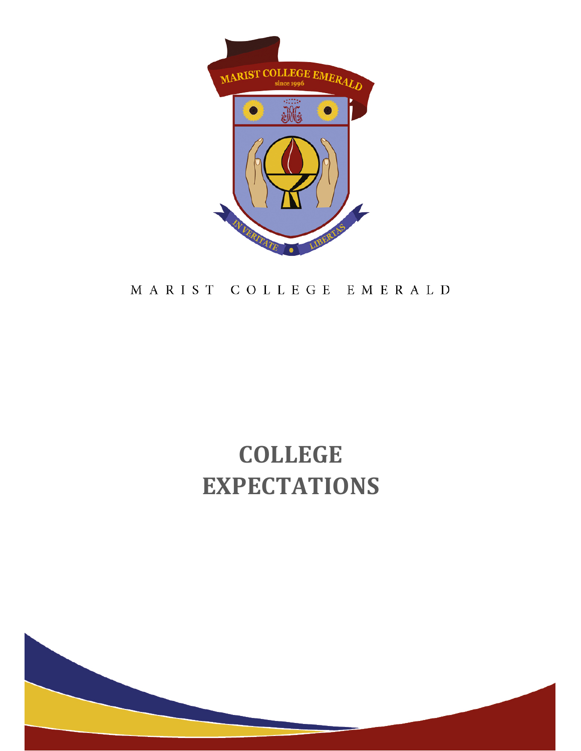MARIST COLLEGE EMERALD

# COLLEGE EXPECTATIONS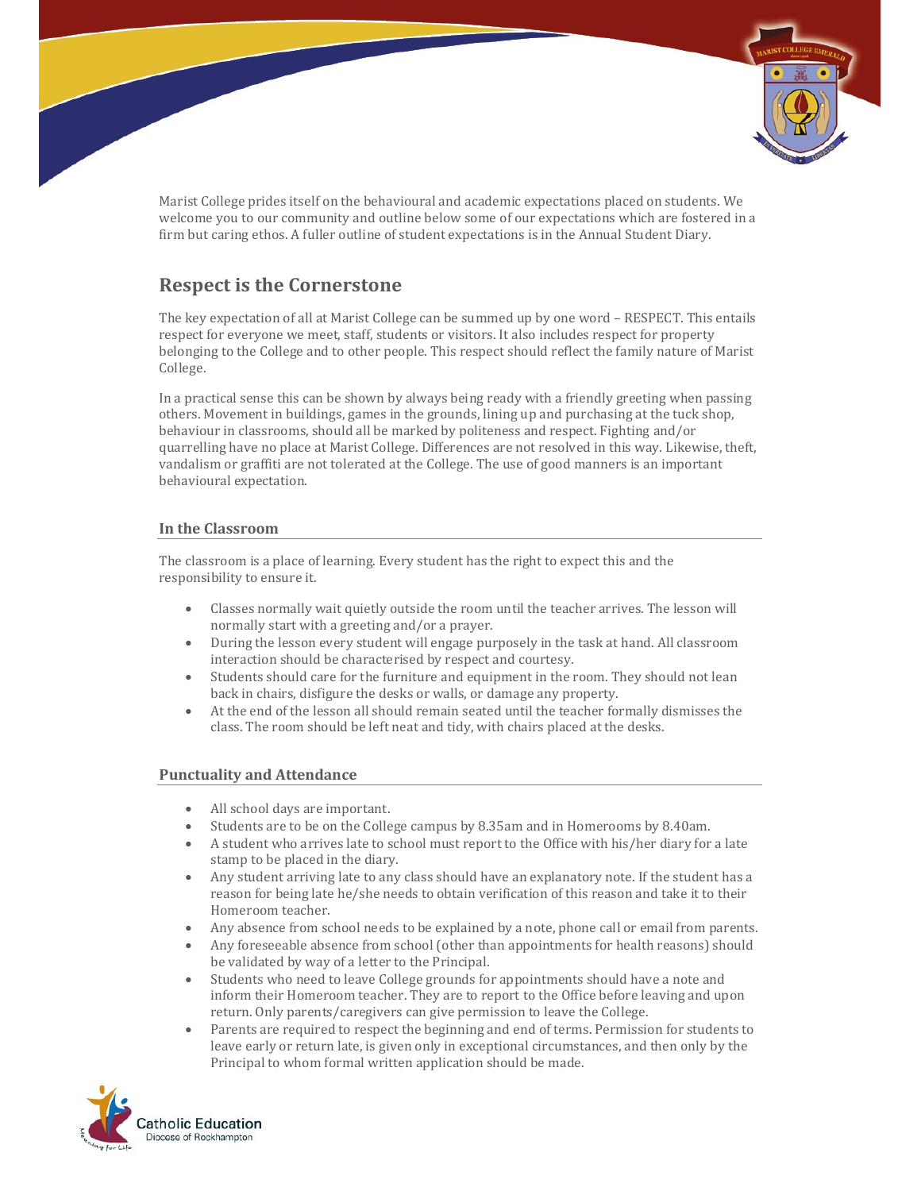Marist College prides itself on the behavioural and academic expectations placed on students. We welcome you to our community and outline below some of our expectations which are fostered in a firm but caring ethos. A fuller outline of student expectations is in the Annual Student Diary.

## Respect is the Cornerstone

The key expectation of all at Marist College can be summed up by one word – RESPECT. This entails respect for everyone we meet, staff, students or visitors. It also includes respect for property belonging to the College and to other people. This respect should reflect the family nature of Marist College.

In a practical sense this can be shown by always being ready with a friendly greeting when passing others. Movement in buildings, games in the grounds, lining up and purchasing at the tuck shop, behaviour in classrooms, should all be marked by politeness and respect. Fighting and/or quarrelling have no place at Marist College. Differences are not resolved in this way. Likewise, theft, vandalism or graffiti are not tolerated at the College. The use of good manners is an important behavioural expectation.

### In the Classroom

The classroom is a place of learning. Every student has the right to expect this and the responsibility to ensure it.

- Classes normally wait quietly outside the room until the teacher arrives. The lesson will normally start with a greeting and/or a prayer.
- During the lesson every student will engage purposely in the task at hand. All classroom interaction should be characterised by respect and courtesy.
- Students should care for the furniture and equipment in the room. They should not lean back in chairs, disfigure the desks or walls, or damage any property.
- At the end of the lesson all should remain seated until the teacher formally dismisses the class. The room should be left neat and tidy, with chairs placed at the desks.

### Punctuality and Attendance

- All school days are important.
- Students are to be on the College campus by 8.35am and in Homerooms by 8.40am.
- A student who arrives late to school must report to the Office with his/her diary for a late stamp to be placed in the diary.
- Any student arriving late to any class should have an explanatory note. If the student has a reason for being late he/she needs to obtain verification of this reason and take it to their Homeroom teacher.
- Any absence from school needs to be explained by a note, phone call or email from parents.
- Any foreseeable absence from school (other than appointments for health reasons) should be validated by way of a letter to the Principal.
- Students who need to leave College grounds for appointments should have a note and inform their Homeroom teacher. They are to report to the Office before leaving and upon return. Only parents/caregivers can give permission to leave the College.
- Parents are required to respect the beginning and end of terms. Permission for students to leave early or return late, is given only in exceptional circumstances, and then only by the Principal to whom formal written application should be made.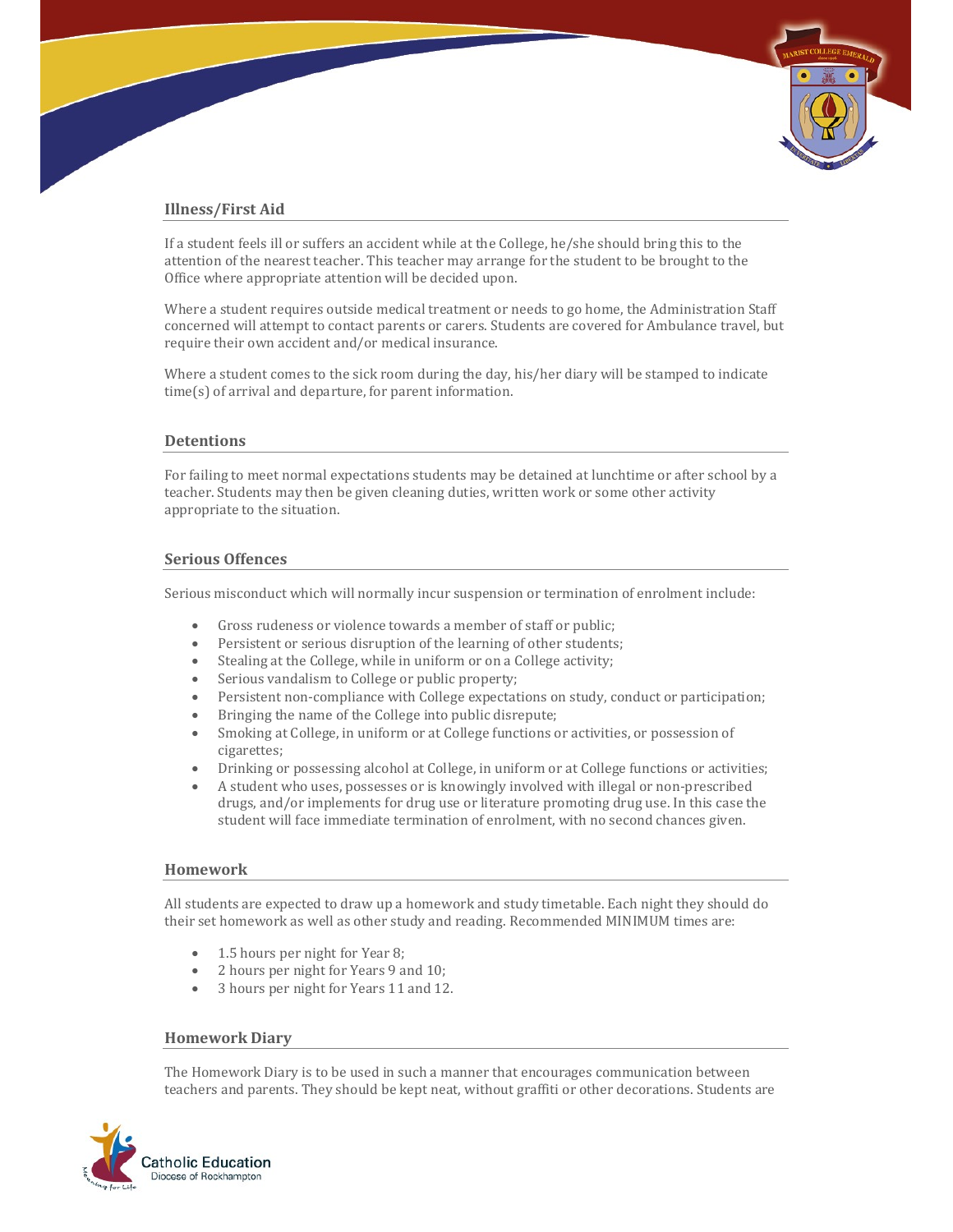## Illness/First Aid

If a student feels ill or suffers an accident while at the College, he/she should bring this to the attention of the nearest teacher. This teacher may arrange for the student to be brought to the Office where appropriate attention will be decided upon.

Where a student requires outside medical treatment or needs to go home, the Administration Staff concerned will attempt to contact parents or carers. Students are covered for Ambulance travel, but require their own accident and/or medical insurance.

Where a student comes to the sick room during the day, his/her diary will be stamped to indicate time(s) of arrival and departure, for parent information.

## Detentions

For failing to meet normal expectations students may be detained at lunchtime or after school by a teacher. Students may then be given cleaning duties, written work or some other activity appropriate to the situation.

## Serious Offences

Serious misconduct which will normally incur suspension or termination of enrolment include:

- Gross rudeness or violence towards a member of staff or public;
- Persistent or serious disruption of the learning of other students;
- Stealing at the College, while in uniform or on a College activity;
- Serious vandalism to College or public property;
- Persistent non-compliance with College expectations on study, conduct or participation;
- Bringing the name of the College into public disrepute;
- Smoking at College, in uniform or at College functions or activities, or possession of cigarettes;
- Drinking or possessing alcohol at College, in uniform or at College functions or activities;
- A student who uses, possesses or is knowingly involved with illegal or non-prescribed drugs, and/or implements for drug use or literature promoting drug use. In this case the student will face immediate termination of enrolment, with no second chances given.

## Homework

All students are expected to draw up a homework and study timetable. Each night they should do their set homework as well as other study and reading. Recommended MINIMUM times are:

- 1.5 hours per night for Year 8;
- 2 hours per night for Years 9 and 10;
- 3 hours per night for Years 11 and 12.

## Homework Diary

The Homework Diary is to be used in such a manner that encourages communication between teachers and parents. They should be kept neat, without graffiti or other decorations. Students are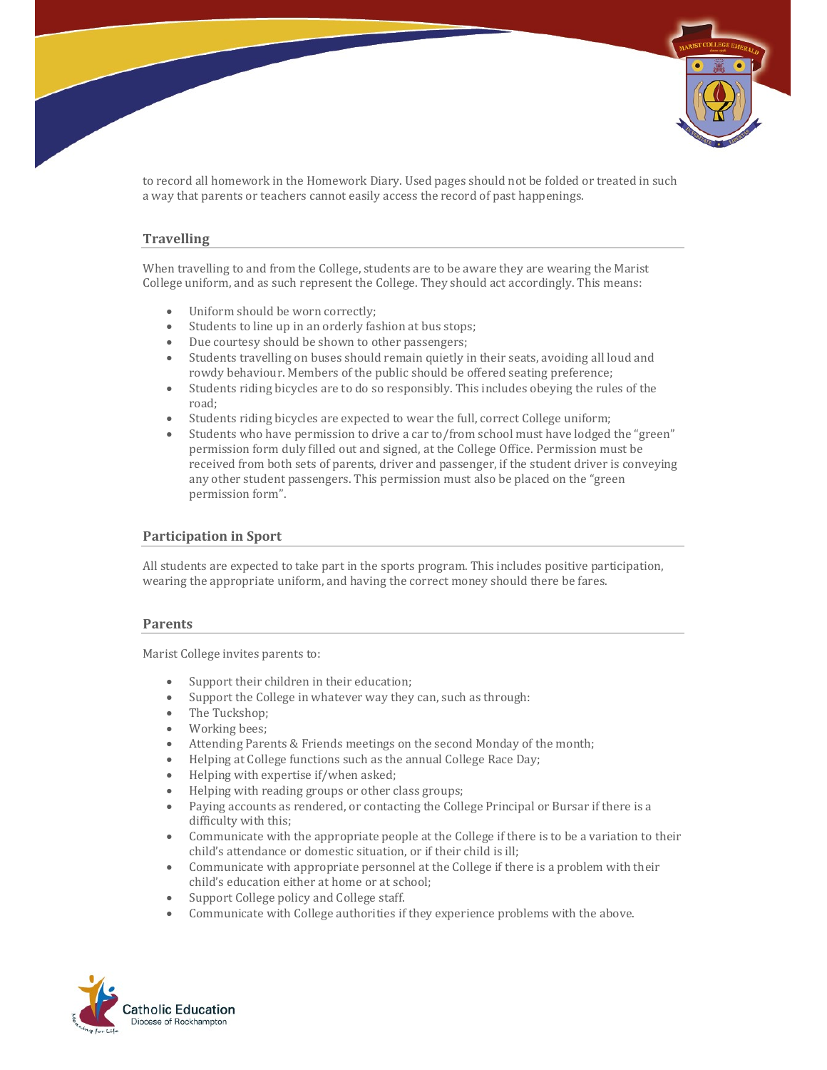to record all homework in the Homework Diary. Used pages should not be folded or treated in such a way that parents or teachers cannot easily access the record of past happenings.

## Travelling

When travelling to and from the College, students are to be aware they are wearing the Marist College uniform, and as such represent the College. They should act accordingly. This means:

- Uniform should be worn correctly;
- Students to line up in an orderly fashion at bus stops;
- Due courtesy should be shown to other passengers;
- Students travelling on buses should remain quietly in their seats, avoiding all loud and rowdy behaviour. Members of the public should be offered seating preference;
- Students riding bicycles are to do so responsibly. This includes obeying the rules of the road;
- Students riding bicycles are expected to wear the full, correct College uniform;
- Students who have permission to drive a car to/from school must have lodged the "green" permission form duly filled out and signed, at the College Office. Permission must be received from both sets of parents, driver and passenger, if the student driver is conveying any other student passengers. This permission must also be placed on the "green permission form".

## Participation in Sport

All students are expected to take part in the sports program. This includes positive participation, wearing the appropriate uniform, and having the correct money should there be fares.

## Parents

Marist College invites parents to:

- Support their children in their education;
- Support the College in whatever way they can, such as through:
- The Tuckshop;
- Working bees;
- Attending Parents & Friends meetings on the second Monday of the month;
- Helping at College functions such as the annual College Race Day;
- Helping with expertise if/when asked;
- Helping with reading groups or other class groups;
- Paying accounts as rendered, or contacting the College Principal or Bursar if there is a difficulty with this;
- Communicate with the appropriate people at the College if there is to be a variation to their child's attendance or domestic situation, or if their child is ill;
- Communicate with appropriate personnel at the College if there is a problem with their child's education either at home or at school;
- Support College policy and College staff.
- Communicate with College authorities if they experience problems with the above.